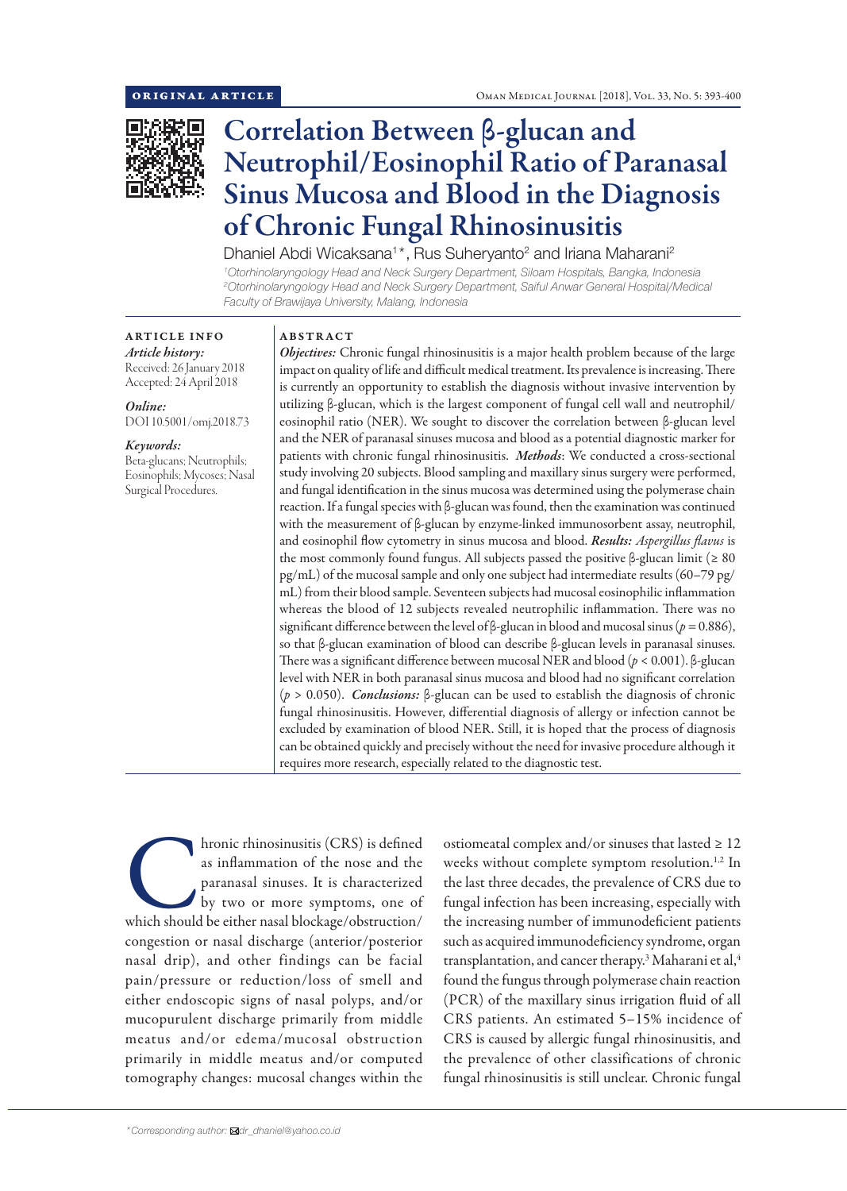ORIGINAL ARTICLE

# Correlation Between β-glucan and Neutrophil/Eosinophil Ratio of Paranasal Sinus Mucosa and Blood in the Diagnosis of Chronic Fungal Rhinosinusitis

Dhaniel Abdi Wicaksana[1]*, Rus Suheryanto[2] and Iriana Maharani[2]

[1]Otorhinolaryngology Head and Neck Surgery Department, Siloam Hospitals, Bangka, Indonesia
[2]Otorhinolaryngology Head and Neck Surgery Department, Saiful Anwar General Hospital/Medical Faculty of Brawijaya University, Malang, Indonesia

**ARTICLE INFO**

*Article history:*
Received: 26 January 2018
Accepted: 24 April 2018

*Online:*
DOI 10.5001/omj.2018.73

*Keywords:*
Beta-glucans; Neutrophils; Eosinophils; Mycoses; Nasal Surgical Procedures.

**ABSTRACT**

***Objectives:*** Chronic fungal rhinosinusitis is a major health problem because of the large impact on quality of life and difficult medical treatment. Its prevalence is increasing. There is currently an opportunity to establish the diagnosis without invasive intervention by utilizing β-glucan, which is the largest component of fungal cell wall and neutrophil/eosinophil ratio (NER). We sought to discover the correlation between β-glucan level and the NER of paranasal sinuses mucosa and blood as a potential diagnostic marker for patients with chronic fungal rhinosinusitis. ***Methods***: We conducted a cross-sectional study involving 20 subjects. Blood sampling and maxillary sinus surgery were performed, and fungal identification in the sinus mucosa was determined using the polymerase chain reaction. If a fungal species with β-glucan was found, then the examination was continued with the measurement of β-glucan by enzyme-linked immunosorbent assay, neutrophil, and eosinophil flow cytometry in sinus mucosa and blood. ***Results:*** *Aspergillus flavus* is the most commonly found fungus. All subjects passed the positive β-glucan limit (≥ 80 pg/mL) of the mucosal sample and only one subject had intermediate results (60–79 pg/mL) from their blood sample. Seventeen subjects had mucosal eosinophilic inflammation whereas the blood of 12 subjects revealed neutrophilic inflammation. There was no significant difference between the level of β-glucan in blood and mucosal sinus ($p = 0.886$), so that β-glucan examination of blood can describe β-glucan levels in paranasal sinuses. There was a significant difference between mucosal NER and blood ($p < 0.001$). β-glucan level with NER in both paranasal sinus mucosa and blood had no significant correlation ($p > 0.050$). ***Conclusions:*** β-glucan can be used to establish the diagnosis of chronic fungal rhinosinusitis. However, differential diagnosis of allergy or infection cannot be excluded by examination of blood NER. Still, it is hoped that the process of diagnosis can be obtained quickly and precisely without the need for invasive procedure although it requires more research, especially related to the diagnostic test.

Chronic rhinosinusitis (CRS) is defined as inflammation of the nose and the paranasal sinuses. It is characterized by two or more symptoms, one of which should be either nasal blockage/obstruction/congestion or nasal discharge (anterior/posterior nasal drip), and other findings can be facial pain/pressure or reduction/loss of smell and either endoscopic signs of nasal polyps, and/or mucopurulent discharge primarily from middle meatus and/or edema/mucosal obstruction primarily in middle meatus and/or computed tomography changes: mucosal changes within the ostiomeatal complex and/or sinuses that lasted ≥ 12 weeks without complete symptom resolution.[1,2] In the last three decades, the prevalence of CRS due to fungal infection has been increasing, especially with the increasing number of immunodeficient patients such as acquired immunodeficiency syndrome, organ transplantation, and cancer therapy.[3] Maharani et al,[4] found the fungus through polymerase chain reaction (PCR) of the maxillary sinus irrigation fluid of all CRS patients. An estimated 5–15% incidence of CRS is caused by allergic fungal rhinosinusitis, and the prevalence of other classifications of chronic fungal rhinosinusitis is still unclear. Chronic fungal

*Corresponding author: dr_dhaniel@yahoo.co.id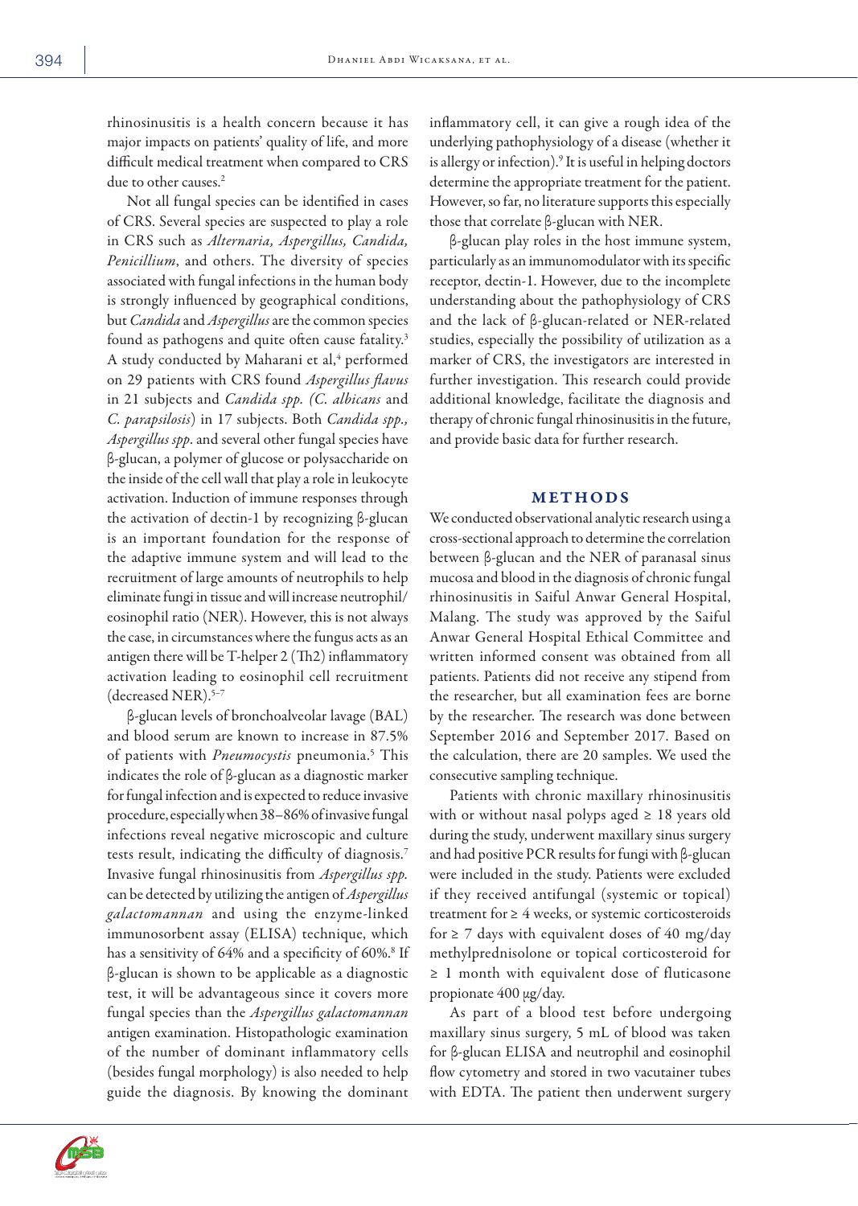rhinosinusitis is a health concern because it has major impacts on patients' quality of life, and more difficult medical treatment when compared to CRS due to other causes.[2]

Not all fungal species can be identified in cases of CRS. Several species are suspected to play a role in CRS such as *Alternaria, Aspergillus, Candida, Penicillium*, and others. The diversity of species associated with fungal infections in the human body is strongly influenced by geographical conditions, but *Candida* and *Aspergillus* are the common species found as pathogens and quite often cause fatality.[3] A study conducted by Maharani et al,[4] performed on 29 patients with CRS found *Aspergillus flavus* in 21 subjects and *Candida spp. (C. albicans* and *C. parapsilosis*) in 17 subjects. Both *Candida spp., Aspergillus spp*. and several other fungal species have β-glucan, a polymer of glucose or polysaccharide on the inside of the cell wall that play a role in leukocyte activation. Induction of immune responses through the activation of dectin-1 by recognizing β-glucan is an important foundation for the response of the adaptive immune system and will lead to the recruitment of large amounts of neutrophils to help eliminate fungi in tissue and will increase neutrophil/eosinophil ratio (NER). However, this is not always the case, in circumstances where the fungus acts as an antigen there will be T-helper 2 (Th2) inflammatory activation leading to eosinophil cell recruitment (decreased NER).[5–7]

β-glucan levels of bronchoalveolar lavage (BAL) and blood serum are known to increase in 87.5% of patients with *Pneumocystis* pneumonia.[5] This indicates the role of β-glucan as a diagnostic marker for fungal infection and is expected to reduce invasive procedure, especially when 38–86% of invasive fungal infections reveal negative microscopic and culture tests result, indicating the difficulty of diagnosis.[7] Invasive fungal rhinosinusitis from *Aspergillus spp.* can be detected by utilizing the antigen of *Aspergillus galactomannan* and using the enzyme-linked immunosorbent assay (ELISA) technique, which has a sensitivity of 64% and a specificity of 60%.[8] If β-glucan is shown to be applicable as a diagnostic test, it will be advantageous since it covers more fungal species than the *Aspergillus galactomannan* antigen examination. Histopathologic examination of the number of dominant inflammatory cells (besides fungal morphology) is also needed to help guide the diagnosis. By knowing the dominant inflammatory cell, it can give a rough idea of the underlying pathophysiology of a disease (whether it is allergy or infection).[9] It is useful in helping doctors determine the appropriate treatment for the patient. However, so far, no literature supports this especially those that correlate β-glucan with NER.

β-glucan play roles in the host immune system, particularly as an immunomodulator with its specific receptor, dectin-1. However, due to the incomplete understanding about the pathophysiology of CRS and the lack of β-glucan-related or NER-related studies, especially the possibility of utilization as a marker of CRS, the investigators are interested in further investigation. This research could provide additional knowledge, facilitate the diagnosis and therapy of chronic fungal rhinosinusitis in the future, and provide basic data for further research.

## METHODS

We conducted observational analytic research using a cross-sectional approach to determine the correlation between β-glucan and the NER of paranasal sinus mucosa and blood in the diagnosis of chronic fungal rhinosinusitis in Saiful Anwar General Hospital, Malang. The study was approved by the Saiful Anwar General Hospital Ethical Committee and written informed consent was obtained from all patients. Patients did not receive any stipend from the researcher, but all examination fees are borne by the researcher. The research was done between September 2016 and September 2017. Based on the calculation, there are 20 samples. We used the consecutive sampling technique.

Patients with chronic maxillary rhinosinusitis with or without nasal polyps aged ≥ 18 years old during the study, underwent maxillary sinus surgery and had positive PCR results for fungi with β-glucan were included in the study. Patients were excluded if they received antifungal (systemic or topical) treatment for ≥ 4 weeks, or systemic corticosteroids for ≥ 7 days with equivalent doses of 40 mg/day methylprednisolone or topical corticosteroid for ≥ 1 month with equivalent dose of fluticasone propionate 400 μg/day.

As part of a blood test before undergoing maxillary sinus surgery, 5 mL of blood was taken for β-glucan ELISA and neutrophil and eosinophil flow cytometry and stored in two vacutainer tubes with EDTA. The patient then underwent surgery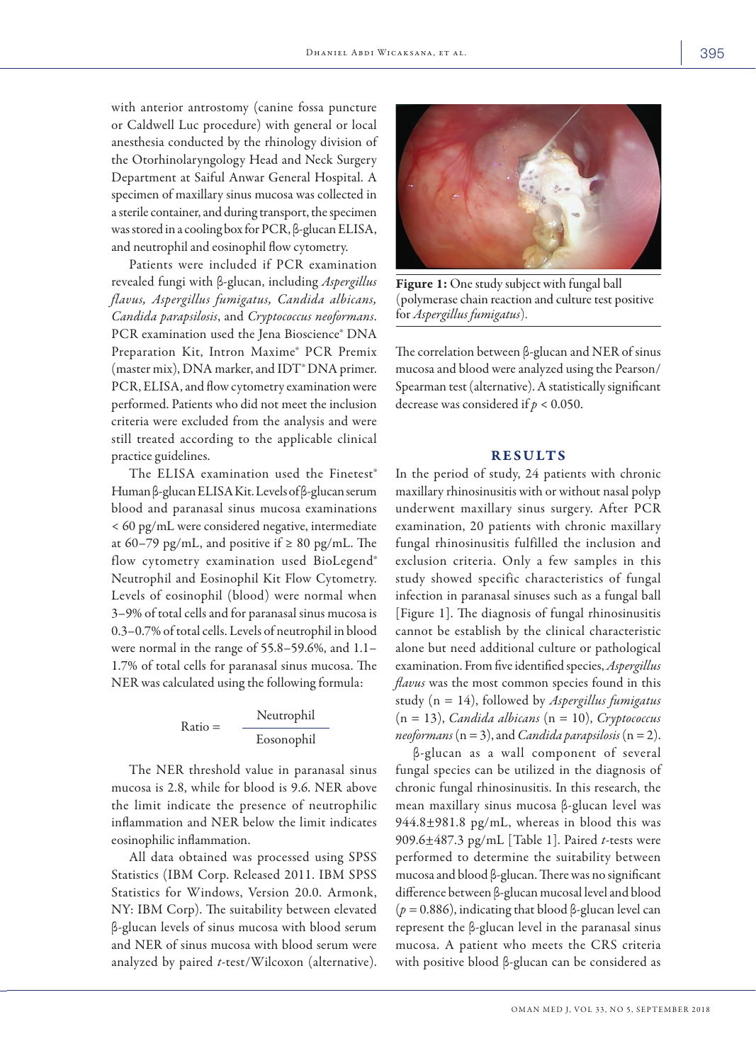with anterior antrostomy (canine fossa puncture or Caldwell Luc procedure) with general or local anesthesia conducted by the rhinology division of the Otorhinolaryngology Head and Neck Surgery Department at Saiful Anwar General Hospital. A specimen of maxillary sinus mucosa was collected in a sterile container, and during transport, the specimen was stored in a cooling box for PCR, β-glucan ELISA, and neutrophil and eosinophil flow cytometry.

Patients were included if PCR examination revealed fungi with β-glucan, including *Aspergillus flavus, Aspergillus fumigatus, Candida albicans, Candida parapsilosis*, and *Cryptococcus neoformans*. PCR examination used the Jena Bioscience® DNA Preparation Kit, Intron Maxime® PCR Premix (master mix), DNA marker, and IDT® DNA primer. PCR, ELISA, and flow cytometry examination were performed. Patients who did not meet the inclusion criteria were excluded from the analysis and were still treated according to the applicable clinical practice guidelines.

The ELISA examination used the Finetest® Human β-glucan ELISA Kit. Levels of β-glucan serum blood and paranasal sinus mucosa examinations < 60 pg/mL were considered negative, intermediate at 60–79 pg/mL, and positive if ≥ 80 pg/mL. The flow cytometry examination used BioLegend® Neutrophil and Eosinophil Kit Flow Cytometry. Levels of eosinophil (blood) were normal when 3–9% of total cells and for paranasal sinus mucosa is 0.3–0.7% of total cells. Levels of neutrophil in blood were normal in the range of 55.8–59.6%, and 1.1–1.7% of total cells for paranasal sinus mucosa. The NER was calculated using the following formula:

$$\text{Ratio} = \frac{\text{Neutrophil}}{\text{Eosonophil}}$$

The NER threshold value in paranasal sinus mucosa is 2.8, while for blood is 9.6. NER above the limit indicate the presence of neutrophilic inflammation and NER below the limit indicates eosinophilic inflammation.

All data obtained was processed using SPSS Statistics (IBM Corp. Released 2011. IBM SPSS Statistics for Windows, Version 20.0. Armonk, NY: IBM Corp). The suitability between elevated β-glucan levels of sinus mucosa with blood serum and NER of sinus mucosa with blood serum were analyzed by paired *t*-test/Wilcoxon (alternative).

**Figure 1:** One study subject with fungal ball (polymerase chain reaction and culture test positive for *Aspergillus fumigatus*).

The correlation between β-glucan and NER of sinus mucosa and blood were analyzed using the Pearson/Spearman test (alternative). A statistically significant decrease was considered if $p < 0.050$.

## RESULTS

In the period of study, 24 patients with chronic maxillary rhinosinusitis with or without nasal polyp underwent maxillary sinus surgery. After PCR examination, 20 patients with chronic maxillary fungal rhinosinusitis fulfilled the inclusion and exclusion criteria. Only a few samples in this study showed specific characteristics of fungal infection in paranasal sinuses such as a fungal ball [Figure 1]. The diagnosis of fungal rhinosinusitis cannot be establish by the clinical characteristic alone but need additional culture or pathological examination. From five identified species, *Aspergillus flavus* was the most common species found in this study (n = 14), followed by *Aspergillus fumigatus* (n = 13), *Candida albicans* (n = 10), *Cryptococcus neoformans* (n = 3), and *Candida parapsilosis* (n = 2).

β-glucan as a wall component of several fungal species can be utilized in the diagnosis of chronic fungal rhinosinusitis. In this research, the mean maxillary sinus mucosa β-glucan level was 944.8±981.8 pg/mL, whereas in blood this was 909.6±487.3 pg/mL [Table 1]. Paired *t*-tests were performed to determine the suitability between mucosa and blood β-glucan. There was no significant difference between β-glucan mucosal level and blood ($p = 0.886$), indicating that blood β-glucan level can represent the β-glucan level in the paranasal sinus mucosa. A patient who meets the CRS criteria with positive blood β-glucan can be considered as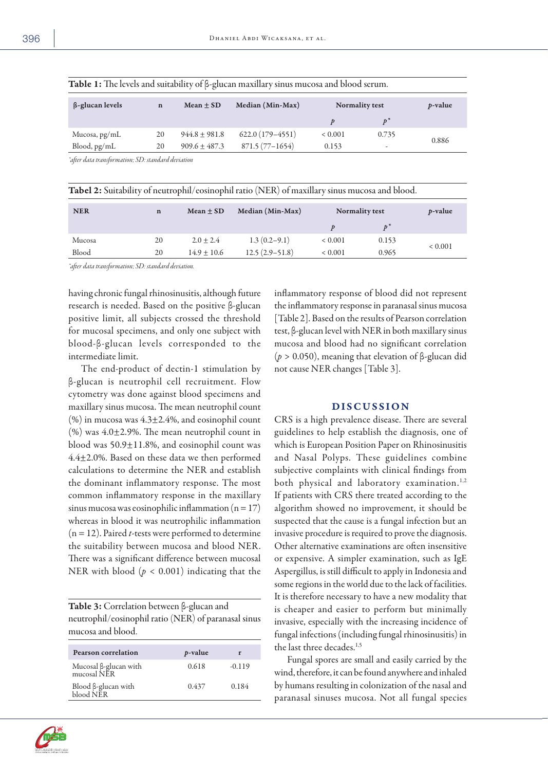**Table 1:** The levels and suitability of β-glucan maxillary sinus mucosa and blood serum.

| β-glucan levels | n | Mean ± SD | Median (Min-Max) | Normality test | | $p$-value |
|---|---|---|---|---|---|---|
| | | | | $p$ | $p^*$ | |
| Mucosa, pg/mL | 20 | 944.8 ± 981.8 | 622.0 (179–4551) | < 0.001 | 0.735 | 0.886 |
| Blood, pg/mL | 20 | 909.6 ± 487.3 | 871.5 (77–1654) | 0.153 | - | |

*after data transformation; SD: standard deviation

**Tabel 2:** Suitability of neutrophil/eosinophil ratio (NER) of maxillary sinus mucosa and blood.

| NER | n | Mean ± SD | Median (Min-Max) | Normality test | | $p$-value |
|---|---|---|---|---|---|---|
| | | | | $p$ | $p^*$ | |
| Mucosa | 20 | 2.0 ± 2.4 | 1.3 (0.2–9.1) | < 0.001 | 0.153 | < 0.001 |
| Blood | 20 | 14.9 ± 10.6 | 12.5 (2.9–51.8) | < 0.001 | 0.965 | |

*after data transformation; SD: standard deviation.

having chronic fungal rhinosinusitis, although future research is needed. Based on the positive β-glucan positive limit, all subjects crossed the threshold for mucosal specimens, and only one subject with blood-β-glucan levels corresponded to the intermediate limit.

The end-product of dectin-1 stimulation by β-glucan is neutrophil cell recruitment. Flow cytometry was done against blood specimens and maxillary sinus mucosa. The mean neutrophil count (%) in mucosa was 4.3±2.4%, and eosinophil count (%) was 4.0±2.9%. The mean neutrophil count in blood was 50.9±11.8%, and eosinophil count was 4.4±2.0%. Based on these data we then performed calculations to determine the NER and establish the dominant inflammatory response. The most common inflammatory response in the maxillary sinus mucosa was eosinophilic inflammation ($n = 17$) whereas in blood it was neutrophilic inflammation ($n = 12$). Paired $t$-tests were performed to determine the suitability between mucosa and blood NER. There was a significant difference between mucosal NER with blood ($p < 0.001$) indicating that the inflammatory response of blood did not represent the inflammatory response in paranasal sinus mucosa [Table 2]. Based on the results of Pearson correlation test, β-glucan level with NER in both maxillary sinus mucosa and blood had no significant correlation ($p > 0.050$), meaning that elevation of β-glucan did not cause NER changes [Table 3].

**Table 3:** Correlation between β-glucan and neutrophil/eosinophil ratio (NER) of paranasal sinus mucosa and blood.

| Pearson correlation | $p$-value | r |
|---|---|---|
| Mucosal β-glucan with mucosal NER | 0.618 | -0.119 |
| Blood β-glucan with blood NER | 0.437 | 0.184 |

## DISCUSSION

CRS is a high prevalence disease. There are several guidelines to help establish the diagnosis, one of which is European Position Paper on Rhinosinusitis and Nasal Polyps. These guidelines combine subjective complaints with clinical findings from both physical and laboratory examination.[1,2] If patients with CRS there treated according to the algorithm showed no improvement, it should be suspected that the cause is a fungal infection but an invasive procedure is required to prove the diagnosis. Other alternative examinations are often insensitive or expensive. A simpler examination, such as IgE Aspergillus, is still difficult to apply in Indonesia and some regions in the world due to the lack of facilities. It is therefore necessary to have a new modality that is cheaper and easier to perform but minimally invasive, especially with the increasing incidence of fungal infections (including fungal rhinosinusitis) in the last three decades.[1,5]

Fungal spores are small and easily carried by the wind, therefore, it can be found anywhere and inhaled by humans resulting in colonization of the nasal and paranasal sinuses mucosa. Not all fungal species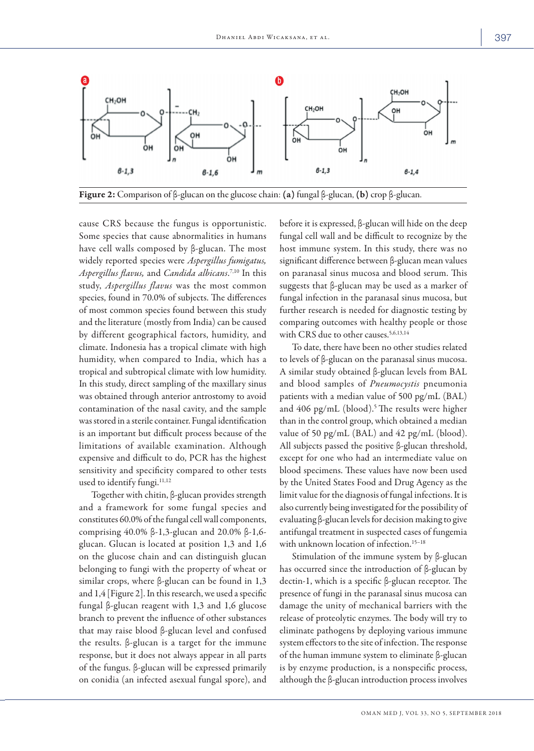**Figure 2:** Comparison of β-glucan on the glucose chain: **(a)** fungal β-glucan, **(b)** crop β-glucan.

cause CRS because the fungus is opportunistic. Some species that cause abnormalities in humans have cell walls composed by β-glucan. The most widely reported species were *Aspergillus fumigatus, Aspergillus flavus,* and *Candida albicans*.[7,10] In this study, *Aspergillus flavus* was the most common species, found in 70.0% of subjects. The differences of most common species found between this study and the literature (mostly from India) can be caused by different geographical factors, humidity, and climate. Indonesia has a tropical climate with high humidity, when compared to India, which has a tropical and subtropical climate with low humidity. In this study, direct sampling of the maxillary sinus was obtained through anterior antrostomy to avoid contamination of the nasal cavity, and the sample was stored in a sterile container. Fungal identification is an important but difficult process because of the limitations of available examination. Although expensive and difficult to do, PCR has the highest sensitivity and specificity compared to other tests used to identify fungi.[11,12]

Together with chitin, β-glucan provides strength and a framework for some fungal species and constitutes 60.0% of the fungal cell wall components, comprising 40.0% β-1,3-glucan and 20.0% β-1,6-glucan. Glucan is located at position 1,3 and 1,6 on the glucose chain and can distinguish glucan belonging to fungi with the property of wheat or similar crops, where β-glucan can be found in 1,3 and 1,4 [Figure 2]. In this research, we used a specific fungal β-glucan reagent with 1,3 and 1,6 glucose branch to prevent the influence of other substances that may raise blood β-glucan level and confused the results. β-glucan is a target for the immune response, but it does not always appear in all parts of the fungus. β-glucan will be expressed primarily on conidia (an infected asexual fungal spore), and before it is expressed, β-glucan will hide on the deep fungal cell wall and be difficult to recognize by the host immune system. In this study, there was no significant difference between β-glucan mean values on paranasal sinus mucosa and blood serum. This suggests that β-glucan may be used as a marker of fungal infection in the paranasal sinus mucosa, but further research is needed for diagnostic testing by comparing outcomes with healthy people or those with CRS due to other causes.[5,6,13,14]

To date, there have been no other studies related to levels of β-glucan on the paranasal sinus mucosa. A similar study obtained β-glucan levels from BAL and blood samples of *Pneumocystis* pneumonia patients with a median value of 500 pg/mL (BAL) and 406 pg/mL (blood).[5] The results were higher than in the control group, which obtained a median value of 50 pg/mL (BAL) and 42 pg/mL (blood). All subjects passed the positive β-glucan threshold, except for one who had an intermediate value on blood specimens. These values have now been used by the United States Food and Drug Agency as the limit value for the diagnosis of fungal infections. It is also currently being investigated for the possibility of evaluating β-glucan levels for decision making to give antifungal treatment in suspected cases of fungemia with unknown location of infection.[15–18]

Stimulation of the immune system by β-glucan has occurred since the introduction of β-glucan by dectin-1, which is a specific β-glucan receptor. The presence of fungi in the paranasal sinus mucosa can damage the unity of mechanical barriers with the release of proteolytic enzymes. The body will try to eliminate pathogens by deploying various immune system effectors to the site of infection. The response of the human immune system to eliminate β-glucan is by enzyme production, is a nonspecific process, although the β-glucan introduction process involves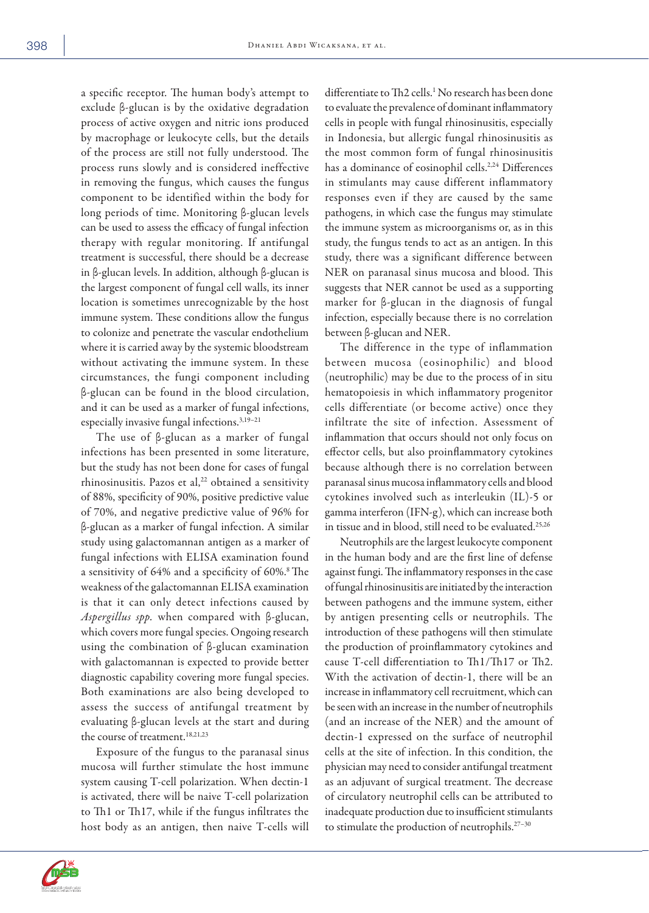a specific receptor. The human body's attempt to exclude β-glucan is by the oxidative degradation process of active oxygen and nitric ions produced by macrophage or leukocyte cells, but the details of the process are still not fully understood. The process runs slowly and is considered ineffective in removing the fungus, which causes the fungus component to be identified within the body for long periods of time. Monitoring β-glucan levels can be used to assess the efficacy of fungal infection therapy with regular monitoring. If antifungal treatment is successful, there should be a decrease in β-glucan levels. In addition, although β-glucan is the largest component of fungal cell walls, its inner location is sometimes unrecognizable by the host immune system. These conditions allow the fungus to colonize and penetrate the vascular endothelium where it is carried away by the systemic bloodstream without activating the immune system. In these circumstances, the fungi component including β-glucan can be found in the blood circulation, and it can be used as a marker of fungal infections, especially invasive fungal infections.[3,19–21]

The use of β-glucan as a marker of fungal infections has been presented in some literature, but the study has not been done for cases of fungal rhinosinusitis. Pazos et al,[22] obtained a sensitivity of 88%, specificity of 90%, positive predictive value of 70%, and negative predictive value of 96% for β-glucan as a marker of fungal infection. A similar study using galactomannan antigen as a marker of fungal infections with ELISA examination found a sensitivity of 64% and a specificity of 60%.[8] The weakness of the galactomannan ELISA examination is that it can only detect infections caused by *Aspergillus spp.* when compared with β-glucan, which covers more fungal species. Ongoing research using the combination of β-glucan examination with galactomannan is expected to provide better diagnostic capability covering more fungal species. Both examinations are also being developed to assess the success of antifungal treatment by evaluating β-glucan levels at the start and during the course of treatment.[18,21,23]

Exposure of the fungus to the paranasal sinus mucosa will further stimulate the host immune system causing T-cell polarization. When dectin-1 is activated, there will be naive T-cell polarization to Th1 or Th17, while if the fungus infiltrates the host body as an antigen, then naive T-cells will differentiate to Th2 cells.[1] No research has been done to evaluate the prevalence of dominant inflammatory cells in people with fungal rhinosinusitis, especially in Indonesia, but allergic fungal rhinosinusitis as the most common form of fungal rhinosinusitis has a dominance of eosinophil cells.[2,24] Differences in stimulants may cause different inflammatory responses even if they are caused by the same pathogens, in which case the fungus may stimulate the immune system as microorganisms or, as in this study, the fungus tends to act as an antigen. In this study, there was a significant difference between NER on paranasal sinus mucosa and blood. This suggests that NER cannot be used as a supporting marker for β-glucan in the diagnosis of fungal infection, especially because there is no correlation between β-glucan and NER.

The difference in the type of inflammation between mucosa (eosinophilic) and blood (neutrophilic) may be due to the process of in situ hematopoiesis in which inflammatory progenitor cells differentiate (or become active) once they infiltrate the site of infection. Assessment of inflammation that occurs should not only focus on effector cells, but also proinflammatory cytokines because although there is no correlation between paranasal sinus mucosa inflammatory cells and blood cytokines involved such as interleukin (IL)-5 or gamma interferon (IFN-g), which can increase both in tissue and in blood, still need to be evaluated.[25,26]

Neutrophils are the largest leukocyte component in the human body and are the first line of defense against fungi. The inflammatory responses in the case of fungal rhinosinusitis are initiated by the interaction between pathogens and the immune system, either by antigen presenting cells or neutrophils. The introduction of these pathogens will then stimulate the production of proinflammatory cytokines and cause T-cell differentiation to Th1/Th17 or Th2. With the activation of dectin-1, there will be an increase in inflammatory cell recruitment, which can be seen with an increase in the number of neutrophils (and an increase of the NER) and the amount of dectin-1 expressed on the surface of neutrophil cells at the site of infection. In this condition, the physician may need to consider antifungal treatment as an adjuvant of surgical treatment. The decrease of circulatory neutrophil cells can be attributed to inadequate production due to insufficient stimulants to stimulate the production of neutrophils.[27–30]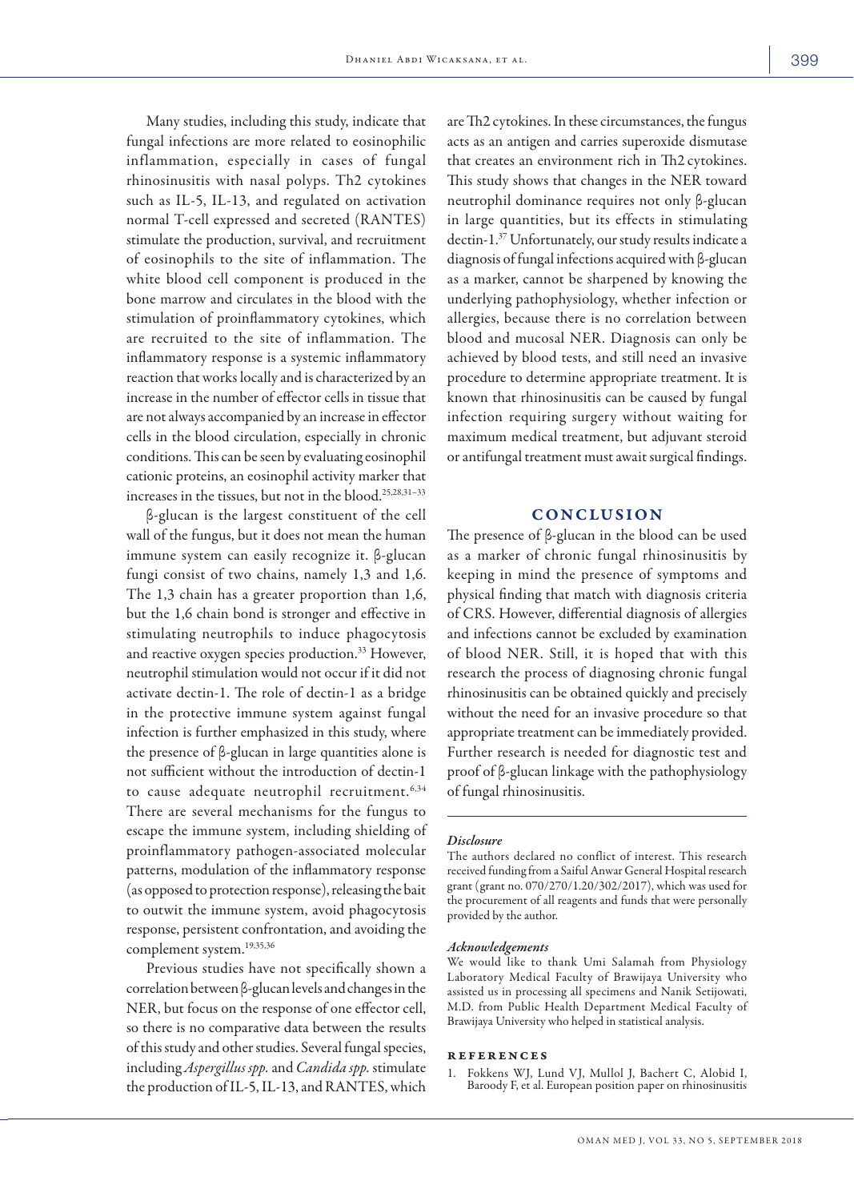Many studies, including this study, indicate that fungal infections are more related to eosinophilic inflammation, especially in cases of fungal rhinosinusitis with nasal polyps. Th2 cytokines such as IL-5, IL-13, and regulated on activation normal T-cell expressed and secreted (RANTES) stimulate the production, survival, and recruitment of eosinophils to the site of inflammation. The white blood cell component is produced in the bone marrow and circulates in the blood with the stimulation of proinflammatory cytokines, which are recruited to the site of inflammation. The inflammatory response is a systemic inflammatory reaction that works locally and is characterized by an increase in the number of effector cells in tissue that are not always accompanied by an increase in effector cells in the blood circulation, especially in chronic conditions. This can be seen by evaluating eosinophil cationic proteins, an eosinophil activity marker that increases in the tissues, but not in the blood.[25,28,31–33]

β-glucan is the largest constituent of the cell wall of the fungus, but it does not mean the human immune system can easily recognize it. β-glucan fungi consist of two chains, namely 1,3 and 1,6. The 1,3 chain has a greater proportion than 1,6, but the 1,6 chain bond is stronger and effective in stimulating neutrophils to induce phagocytosis and reactive oxygen species production.[33] However, neutrophil stimulation would not occur if it did not activate dectin-1. The role of dectin-1 as a bridge in the protective immune system against fungal infection is further emphasized in this study, where the presence of β-glucan in large quantities alone is not sufficient without the introduction of dectin-1 to cause adequate neutrophil recruitment.[6,34] There are several mechanisms for the fungus to escape the immune system, including shielding of proinflammatory pathogen-associated molecular patterns, modulation of the inflammatory response (as opposed to protection response), releasing the bait to outwit the immune system, avoid phagocytosis response, persistent confrontation, and avoiding the complement system.[19,35,36]

Previous studies have not specifically shown a correlation between β-glucan levels and changes in the NER, but focus on the response of one effector cell, so there is no comparative data between the results of this study and other studies. Several fungal species, including *Aspergillus spp.* and *Candida spp.* stimulate the production of IL-5, IL-13, and RANTES, which are Th2 cytokines. In these circumstances, the fungus acts as an antigen and carries superoxide dismutase that creates an environment rich in Th2 cytokines. This study shows that changes in the NER toward neutrophil dominance requires not only β-glucan in large quantities, but its effects in stimulating dectin-1.[37] Unfortunately, our study results indicate a diagnosis of fungal infections acquired with β-glucan as a marker, cannot be sharpened by knowing the underlying pathophysiology, whether infection or allergies, because there is no correlation between blood and mucosal NER. Diagnosis can only be achieved by blood tests, and still need an invasive procedure to determine appropriate treatment. It is known that rhinosinusitis can be caused by fungal infection requiring surgery without waiting for maximum medical treatment, but adjuvant steroid or antifungal treatment must await surgical findings.

## CONCLUSION

The presence of β-glucan in the blood can be used as a marker of chronic fungal rhinosinusitis by keeping in mind the presence of symptoms and physical finding that match with diagnosis criteria of CRS. However, differential diagnosis of allergies and infections cannot be excluded by examination of blood NER. Still, it is hoped that with this research the process of diagnosing chronic fungal rhinosinusitis can be obtained quickly and precisely without the need for an invasive procedure so that appropriate treatment can be immediately provided. Further research is needed for diagnostic test and proof of β-glucan linkage with the pathophysiology of fungal rhinosinusitis.

---

### *Disclosure*

The authors declared no conflict of interest. This research received funding from a Saiful Anwar General Hospital research grant (grant no. 070/270/1.20/302/2017), which was used for the procurement of all reagents and funds that were personally provided by the author.

### *Acknowledgements*

We would like to thank Umi Salamah from Physiology Laboratory Medical Faculty of Brawijaya University who assisted us in processing all specimens and Nanik Setijowati, M.D. from Public Health Department Medical Faculty of Brawijaya University who helped in statistical analysis.

### REFERENCES

1. Fokkens WJ, Lund VJ, Mullol J, Bachert C, Alobid I, Baroody F, et al. European position paper on rhinosinusitis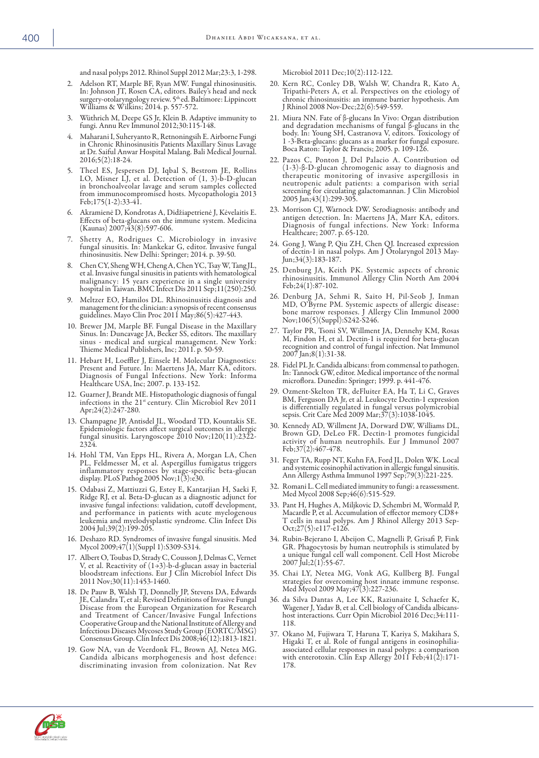and nasal polyps 2012. Rhinol Suppl 2012 Mar;23:3, 1-298.

2. Adelson RT, Marple BF, Ryan MW. Fungal rhinosinusitis. In: Johnson JT, Rosen CA, editors. Bailey's head and neck surgery-otolaryngology review. 5th ed. Baltimore: Lippincott Williams & Wilkins; 2014. p. 557-572.
3. Wüthrich M, Deepe GS Jr, Klein B. Adaptive immunity to fungi. Annu Rev Immunol 2012;30:115-148.
4. Maharani I, Suheryanto R, Retnoningsih E. Airborne Fungi in Chronic Rhinosinusitis Patients Maxillary Sinus Lavage at Dr. Saiful Anwar Hospital Malang. Bali Medical Journal. 2016;5(2):18-24.
5. Theel ES, Jespersen DJ, Iqbal S, Bestrom JE, Rollins LO, Misner LJ, et al. Detection of (1, 3)-b-D-glucan in bronchoalveolar lavage and serum samples collected from immunocompromised hosts. Mycopathologia 2013 Feb;175(1-2):33-41.
6. Akramienė D, Kondrotas A, Didžiapetrienė J, Kėvelaitis E. Effects of beta-glucans on the immune system. Medicina (Kaunas) 2007;43(8):597-606.
7. Shetty A, Rodrigues C. Microbiology in invasive fungal sinusitis. In: Mankekar G, editor. Invasive fungal rhinosinusitis. New Delhi: Springer; 2014. p. 39-50.
8. Chen CY, Sheng WH, Cheng A, Chen YC, Tsay W, Tang JL, et al. Invasive fungal sinusitis in patients with hematological malignancy: 15 years experience in a single university hospital in Taiwan. BMC Infect Dis 2011 Sep;11(250):250.
9. Meltzer EO, Hamilos DL. Rhinosinusitis diagnosis and management for the clinician: a synopsis of recent consensus guidelines. Mayo Clin Proc 2011 May;86(5):427-443.
10. Brewer JM, Marple BF. Fungal Disease in the Maxillary Sinus. In: Duncavage JA, Becker SS, editors. The maxillary sinus - medical and surgical management. New York: Thieme Medical Publishers, Inc; 2011. p. 50-59.
11. Hebart H, Loeffler J, Einsele H. Molecular Diagnostics: Present and Future. In: Maertens JA, Marr KA, editors. Diagnosis of Fungal Infections. New York: Informa Healthcare USA, Inc; 2007. p. 133-152.
12. Guarner J, Brandt ME. Histopathologic diagnosis of fungal infections in the 21st century. Clin Microbiol Rev 2011 Apr;24(2):247-280.
13. Champagne JP, Antisdel JL, Woodard TD, Kountakis SE. Epidemiologic factors affect surgical outcomes in allergic fungal sinusitis. Laryngoscope 2010 Nov;120(11):2322-2324.
14. Hohl TM, Van Epps HL, Rivera A, Morgan LA, Chen PL, Feldmesser M, et al. Aspergillus fumigatus triggers inflammatory responses by stage-specific beta-glucan display. PLoS Pathog 2005 Nov;1(3):e30.
15. Odabasi Z, Mattiuzzi G, Estey E, Kantarjian H, Saeki F, Ridge RJ, et al. Beta-D-glucan as a diagnostic adjunct for invasive fungal infections: validation, cutoff development, and performance in patients with acute myelogenous leukemia and myelodysplastic syndrome. Clin Infect Dis 2004 Jul;39(2):199-205.
16. Deshazo RD. Syndromes of invasive fungal sinusitis. Med Mycol 2009;47(1)(Suppl 1):S309-S314.
17. Albert O, Toubas D, Strady C, Cousson J, Delmas C, Vernet V, et al. Reactivity of (1→3)-b-d-glucan assay in bacterial bloodstream infections. Eur J Clin Microbiol Infect Dis 2011 Nov;30(11):1453-1460.
18. De Pauw B, Walsh TJ, Donnelly JP, Stevens DA, Edwards JE, Calandra T, et al; Revised Definitions of Invasive Fungal Disease from the European Organization for Research and Treatment of Cancer/Invasive Fungal Infections Cooperative Group and the National Institute of Allergy and Infectious Diseases Mycoses Study Group (EORTC/MSG) Consensus Group. Clin Infect Dis 2008;46(12):1813-1821.
19. Gow NA, van de Veerdonk FL, Brown AJ, Netea MG. Candida albicans morphogenesis and host defence: discriminating invasion from colonization. Nat Rev Microbiol 2011 Dec;10(2):112-122.
20. Kern RC, Conley DB, Walsh W, Chandra R, Kato A, Tripathi-Peters A, et al. Perspectives on the etiology of chronic rhinosinusitis: an immune barrier hypothesis. Am J Rhinol 2008 Nov-Dec;22(6):549-559.
21. Miura NN. Fate of β-glucans In Vivo: Organ distribution and degradation mechanisms of fungal β-glucans in the body. In: Young SH, Castranova V, editors. Toxicology of 1 -3-Beta-glucans: glucans as a marker for fungal exposure. Boca Raton: Taylor & Francis; 2005. p. 109-126.
22. Pazos C, Ponton J, Del Palacio A. Contribution od (1-3)-β-D-glucan chromogenic assay to diagnosis and therapeutic monitoring of invasive aspergillosis in neutropenic adult patients: a comparison with serial screening for circulating galactomannan. J Clin Microbiol 2005 Jan;43(1):299-305.
23. Morrison CJ, Warnock DW. Serodiagnosis: antibody and antigen detection. In: Maertens JA, Marr KA, editors. Diagnosis of fungal infections. New York: Informa Healthcare; 2007. p. 65-120.
24. Gong J, Wang P, Qiu ZH, Chen QJ. Increased expression of dectin-1 in nasal polyps. Am J Otolaryngol 2013 May-Jun;34(3):183-187.
25. Denburg JA, Keith PK. Systemic aspects of chronic rhinosinusitis. Immunol Allergy Clin North Am 2004 Feb;24(1):87-102.
26. Denburg JA, Sehmi R, Saito H, Pil-Seob J, Inman MD, O'Byrne PM. Systemic aspects of allergic disease: bone marrow responses. J Allergy Clin Immunol 2000 Nov;106(5)(Suppl):S242-S246.
27. Taylor PR, Tsoni SV, Willment JA, Dennehy KM, Rosas M, Findon H, et al. Dectin-1 is required for beta-glucan recognition and control of fungal infection. Nat Immunol 2007 Jan;8(1):31-38.
28. Fidel PL Jr. Candida albicans: from commensal to pathogen. In: Tannock GW, editor. Medical importance of the normal microflora. Dunedin: Springer; 1999. p. 441-476.
29. Ozment-Skelton TR, deFluiter EA, Ha T, Li C, Graves BM, Ferguson DA Jr, et al. Leukocyte Dectin-1 expression is differentially regulated in fungal versus polymicrobial sepsis. Crit Care Med 2009 Mar;37(3):1038-1045.
30. Kennedy AD, Willment JA, Dorward DW, Williams DL, Brown GD, DeLeo FR. Dectin-1 promotes fungicidal activity of human neutrophils. Eur J Immunol 2007 Feb;37(2):467-478.
31. Feger TA, Rupp NT, Kuhn FA, Ford JL, Dolen WK. Local and systemic eosinophil activation in allergic fungal sinusitis. Ann Allergy Asthma Immunol 1997 Sep;79(3):221-225.
32. Romani L. Cell mediated immunity to fungi: a reassessment. Med Mycol 2008 Sep;46(6):515-529.
33. Pant H, Hughes A, Miljkovic D, Schembri M, Wormald P, Macardle P, et al. Accumulation of effector memory CD8+ T cells in nasal polyps. Am J Rhinol Allergy 2013 Sep-Oct;27(5):e117-e126.
34. Rubin-Bejerano I, Abeijon C, Magnelli P, Grisafi P, Fink GR. Phagocytosis by human neutrophils is stimulated by a unique fungal cell wall component. Cell Host Microbe 2007 Jul;2(1):55-67.
35. Chai LY, Netea MG, Vonk AG, Kullberg BJ. Fungal strategies for overcoming host innate immune response. Med Mycol 2009 May;47(3):227-236.
36. da Silva Dantas A, Lee KK, Raziunaite I, Schaefer K, Wagener J, Yadav B, et al. Cell biology of Candida albicans-host interactions. Curr Opin Microbiol 2016 Dec;34:111-118.
37. Okano M, Fujiwara T, Haruna T, Kariya S, Makihara S, Higaki T, et al. Role of fungal antigens in eosinophilia-associated cellular responses in nasal polyps: a comparison with enterotoxin. Clin Exp Allergy 2011 Feb;41(2):171-178.